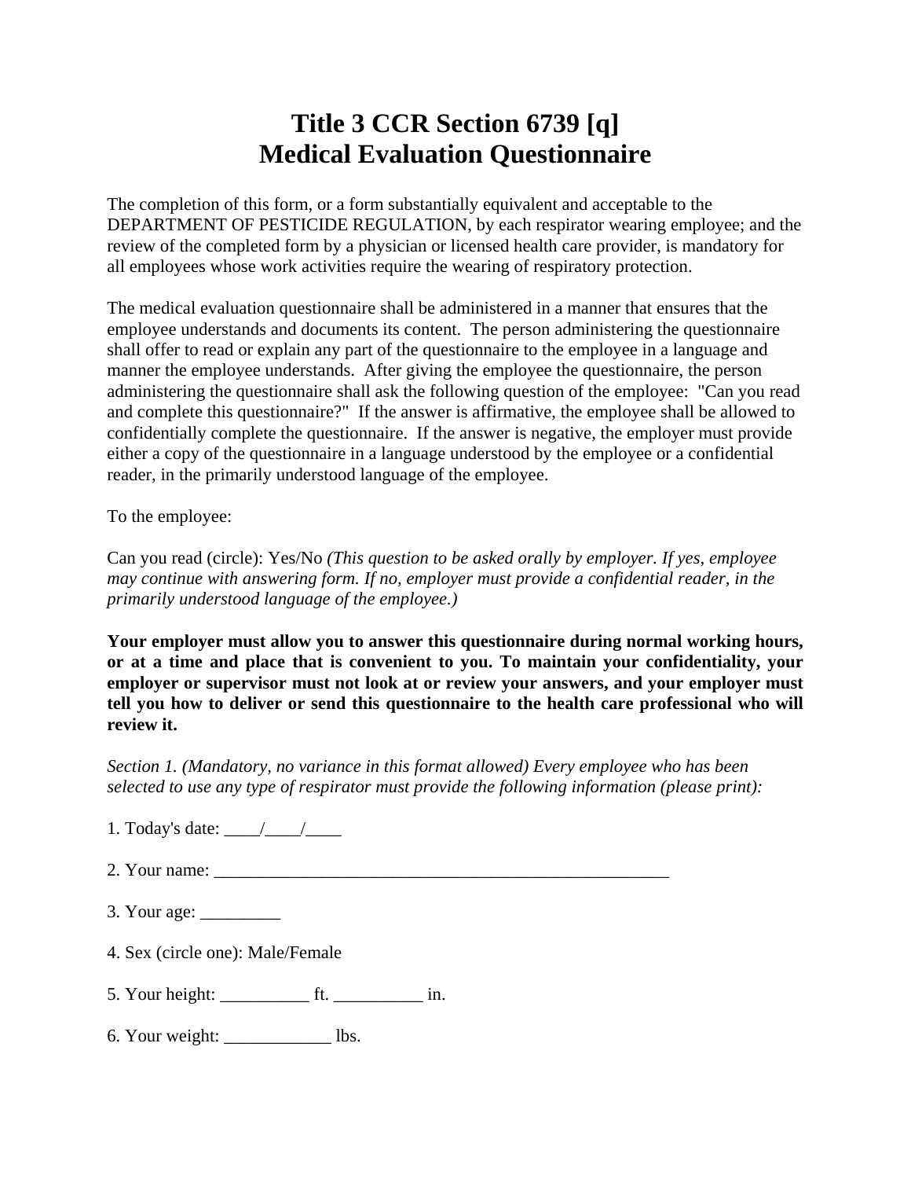# Title 3 CCR Section 6739 [q]
# Medical Evaluation Questionnaire

The completion of this form, or a form substantially equivalent and acceptable to the DEPARTMENT OF PESTICIDE REGULATION, by each respirator wearing employee; and the review of the completed form by a physician or licensed health care provider, is mandatory for all employees whose work activities require the wearing of respiratory protection.

The medical evaluation questionnaire shall be administered in a manner that ensures that the employee understands and documents its content. The person administering the questionnaire shall offer to read or explain any part of the questionnaire to the employee in a language and manner the employee understands. After giving the employee the questionnaire, the person administering the questionnaire shall ask the following question of the employee: "Can you read and complete this questionnaire?" If the answer is affirmative, the employee shall be allowed to confidentially complete the questionnaire. If the answer is negative, the employer must provide either a copy of the questionnaire in a language understood by the employee or a confidential reader, in the primarily understood language of the employee.

To the employee:

Can you read (circle): Yes/No *(This question to be asked orally by employer. If yes, employee may continue with answering form. If no, employer must provide a confidential reader, in the primarily understood language of the employee.)*

**Your employer must allow you to answer this questionnaire during normal working hours, or at a time and place that is convenient to you. To maintain your confidentiality, your employer or supervisor must not look at or review your answers, and your employer must tell you how to deliver or send this questionnaire to the health care professional who will review it.**

*Section 1. (Mandatory, no variance in this format allowed) Every employee who has been selected to use any type of respirator must provide the following information (please print):*

1. Today's date: ____/____/____

2. Your name: ______________________________________________________

3. Your age: _________

4. Sex (circle one): Male/Female

5. Your height: __________ ft. __________ in.

6. Your weight: ____________ lbs.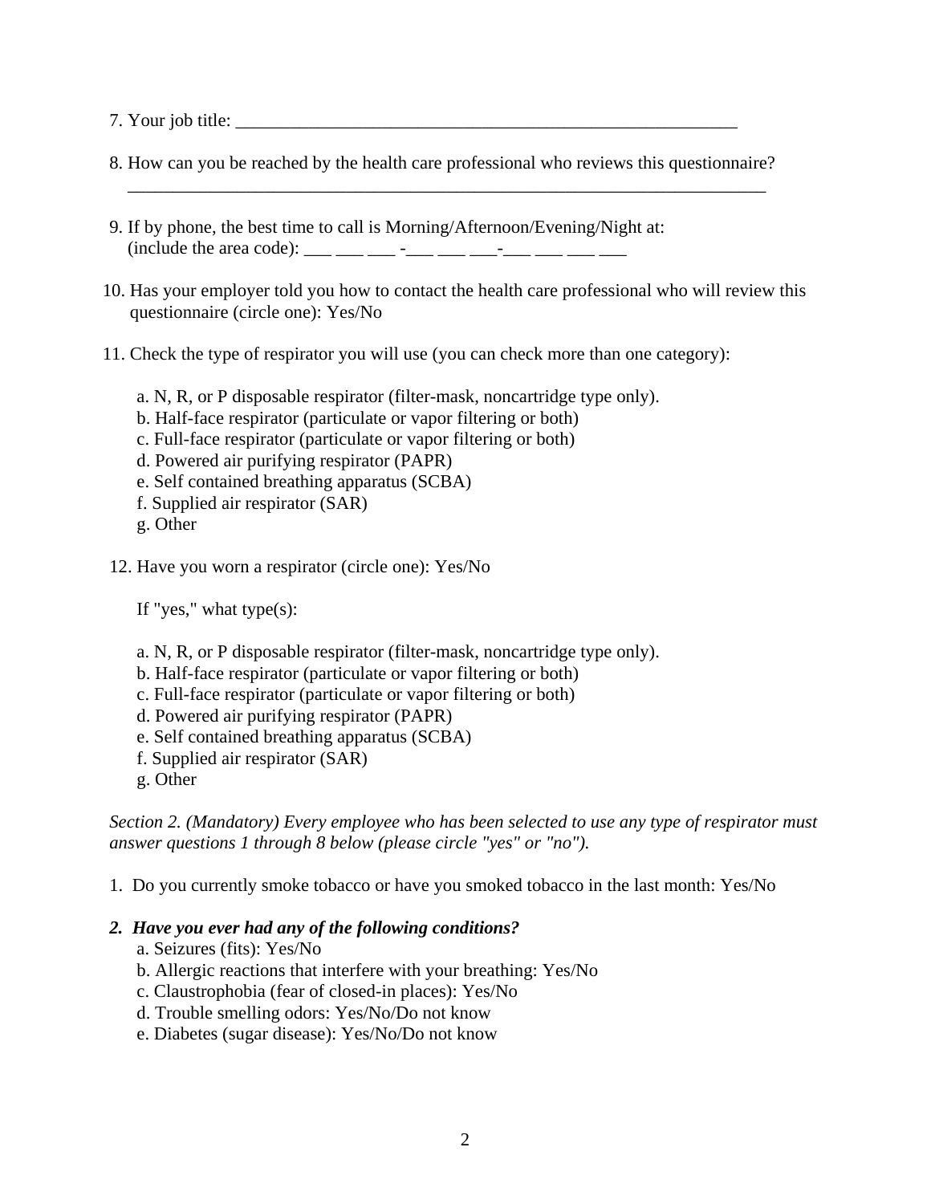7. Your job title: ___________________________________________________________

8. How can you be reached by the health care professional who reviews this questionnaire?
   ___________________________________________________________________________

9. If by phone, the best time to call is Morning/Afternoon/Evening/Night at:
   (include the area code): ___ ___ ___ -___ ___ ___-___ ___ ___ ___

10. Has your employer told you how to contact the health care professional who will review this questionnaire (circle one): Yes/No

11. Check the type of respirator you will use (you can check more than one category):

    a. N, R, or P disposable respirator (filter-mask, noncartridge type only).
    b. Half-face respirator (particulate or vapor filtering or both)
    c. Full-face respirator (particulate or vapor filtering or both)
    d. Powered air purifying respirator (PAPR)
    e. Self contained breathing apparatus (SCBA)
    f. Supplied air respirator (SAR)
    g. Other

12. Have you worn a respirator (circle one): Yes/No

    If "yes," what type(s):

    a. N, R, or P disposable respirator (filter-mask, noncartridge type only).
    b. Half-face respirator (particulate or vapor filtering or both)
    c. Full-face respirator (particulate or vapor filtering or both)
    d. Powered air purifying respirator (PAPR)
    e. Self contained breathing apparatus (SCBA)
    f. Supplied air respirator (SAR)
    g. Other

*Section 2. (Mandatory) Every employee who has been selected to use any type of respirator must answer questions 1 through 8 below (please circle "yes" or "no").*

1. Do you currently smoke tobacco or have you smoked tobacco in the last month: Yes/No

***2. Have you ever had any of the following conditions?***

   a. Seizures (fits): Yes/No
   b. Allergic reactions that interfere with your breathing: Yes/No
   c. Claustrophobia (fear of closed-in places): Yes/No
   d. Trouble smelling odors: Yes/No/Do not know
   e. Diabetes (sugar disease): Yes/No/Do not know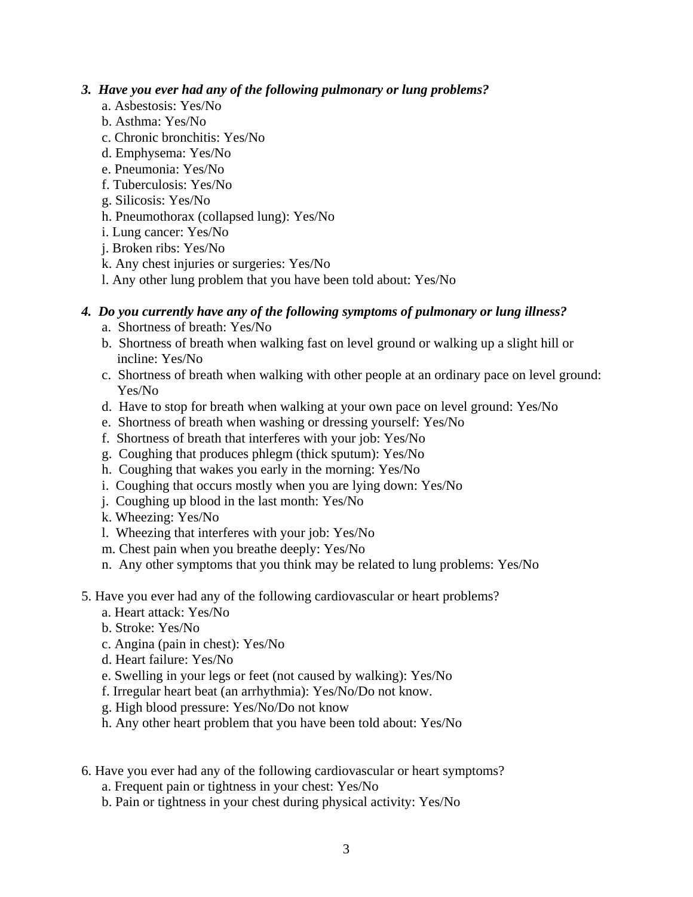***3. Have you ever had any of the following pulmonary or lung problems?***

a. Asbestosis: Yes/No
b. Asthma: Yes/No
c. Chronic bronchitis: Yes/No
d. Emphysema: Yes/No
e. Pneumonia: Yes/No
f. Tuberculosis: Yes/No
g. Silicosis: Yes/No
h. Pneumothorax (collapsed lung): Yes/No
i. Lung cancer: Yes/No
j. Broken ribs: Yes/No
k. Any chest injuries or surgeries: Yes/No
l. Any other lung problem that you have been told about: Yes/No

***4. Do you currently have any of the following symptoms of pulmonary or lung illness?***

a. Shortness of breath: Yes/No
b. Shortness of breath when walking fast on level ground or walking up a slight hill or incline: Yes/No
c. Shortness of breath when walking with other people at an ordinary pace on level ground: Yes/No
d. Have to stop for breath when walking at your own pace on level ground: Yes/No
e. Shortness of breath when washing or dressing yourself: Yes/No
f. Shortness of breath that interferes with your job: Yes/No
g. Coughing that produces phlegm (thick sputum): Yes/No
h. Coughing that wakes you early in the morning: Yes/No
i. Coughing that occurs mostly when you are lying down: Yes/No
j. Coughing up blood in the last month: Yes/No
k. Wheezing: Yes/No
l. Wheezing that interferes with your job: Yes/No
m. Chest pain when you breathe deeply: Yes/No
n. Any other symptoms that you think may be related to lung problems: Yes/No

5. Have you ever had any of the following cardiovascular or heart problems?

a. Heart attack: Yes/No
b. Stroke: Yes/No
c. Angina (pain in chest): Yes/No
d. Heart failure: Yes/No
e. Swelling in your legs or feet (not caused by walking): Yes/No
f. Irregular heart beat (an arrhythmia): Yes/No/Do not know.
g. High blood pressure: Yes/No/Do not know
h. Any other heart problem that you have been told about: Yes/No

6. Have you ever had any of the following cardiovascular or heart symptoms?

a. Frequent pain or tightness in your chest: Yes/No
b. Pain or tightness in your chest during physical activity: Yes/No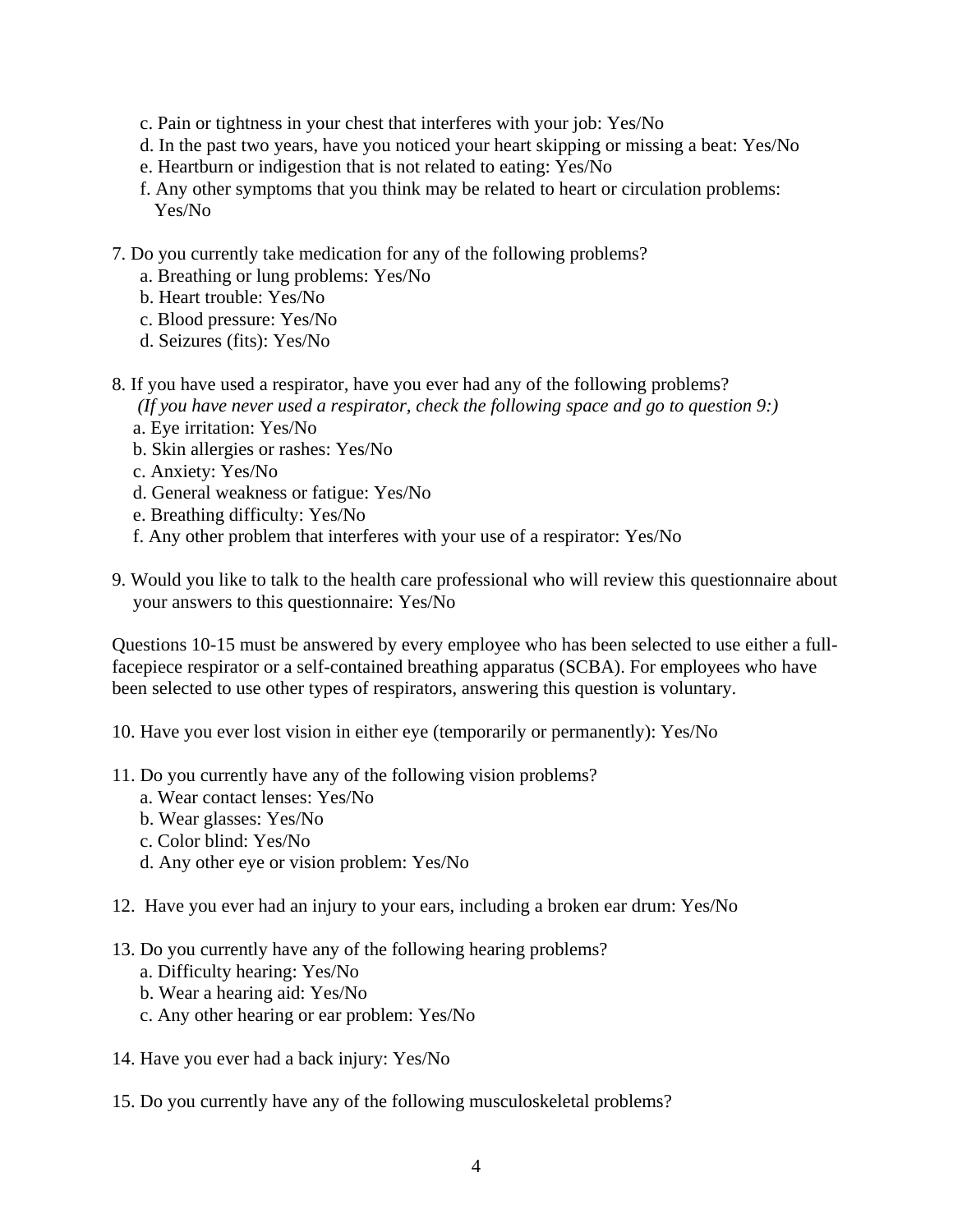c. Pain or tightness in your chest that interferes with your job: Yes/No

d. In the past two years, have you noticed your heart skipping or missing a beat: Yes/No

e. Heartburn or indigestion that is not related to eating: Yes/No

f. Any other symptoms that you think may be related to heart or circulation problems: Yes/No

7. Do you currently take medication for any of the following problems?
   a. Breathing or lung problems: Yes/No
   b. Heart trouble: Yes/No
   c. Blood pressure: Yes/No
   d. Seizures (fits): Yes/No

8. If you have used a respirator, have you ever had any of the following problems?
   *(If you have never used a respirator, check the following space and go to question 9:)*
   a. Eye irritation: Yes/No
   b. Skin allergies or rashes: Yes/No
   c. Anxiety: Yes/No
   d. General weakness or fatigue: Yes/No
   e. Breathing difficulty: Yes/No
   f. Any other problem that interferes with your use of a respirator: Yes/No

9. Would you like to talk to the health care professional who will review this questionnaire about your answers to this questionnaire: Yes/No

Questions 10-15 must be answered by every employee who has been selected to use either a full-facepiece respirator or a self-contained breathing apparatus (SCBA). For employees who have been selected to use other types of respirators, answering this question is voluntary.

10. Have you ever lost vision in either eye (temporarily or permanently): Yes/No

11. Do you currently have any of the following vision problems?
    a. Wear contact lenses: Yes/No
    b. Wear glasses: Yes/No
    c. Color blind: Yes/No
    d. Any other eye or vision problem: Yes/No

12. Have you ever had an injury to your ears, including a broken ear drum: Yes/No

13. Do you currently have any of the following hearing problems?
    a. Difficulty hearing: Yes/No
    b. Wear a hearing aid: Yes/No
    c. Any other hearing or ear problem: Yes/No

14. Have you ever had a back injury: Yes/No

15. Do you currently have any of the following musculoskeletal problems?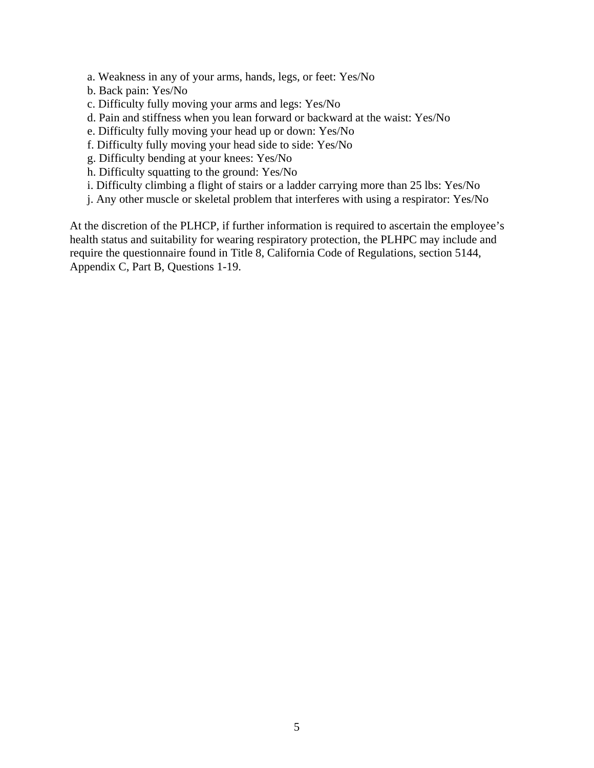a. Weakness in any of your arms, hands, legs, or feet: Yes/No  
b. Back pain: Yes/No  
c. Difficulty fully moving your arms and legs: Yes/No  
d. Pain and stiffness when you lean forward or backward at the waist: Yes/No  
e. Difficulty fully moving your head up or down: Yes/No  
f. Difficulty fully moving your head side to side: Yes/No  
g. Difficulty bending at your knees: Yes/No  
h. Difficulty squatting to the ground: Yes/No  
i. Difficulty climbing a flight of stairs or a ladder carrying more than 25 lbs: Yes/No  
j. Any other muscle or skeletal problem that interferes with using a respirator: Yes/No

At the discretion of the PLHCP, if further information is required to ascertain the employee's health status and suitability for wearing respiratory protection, the PLHPC may include and require the questionnaire found in Title 8, California Code of Regulations, section 5144, Appendix C, Part B, Questions 1-19.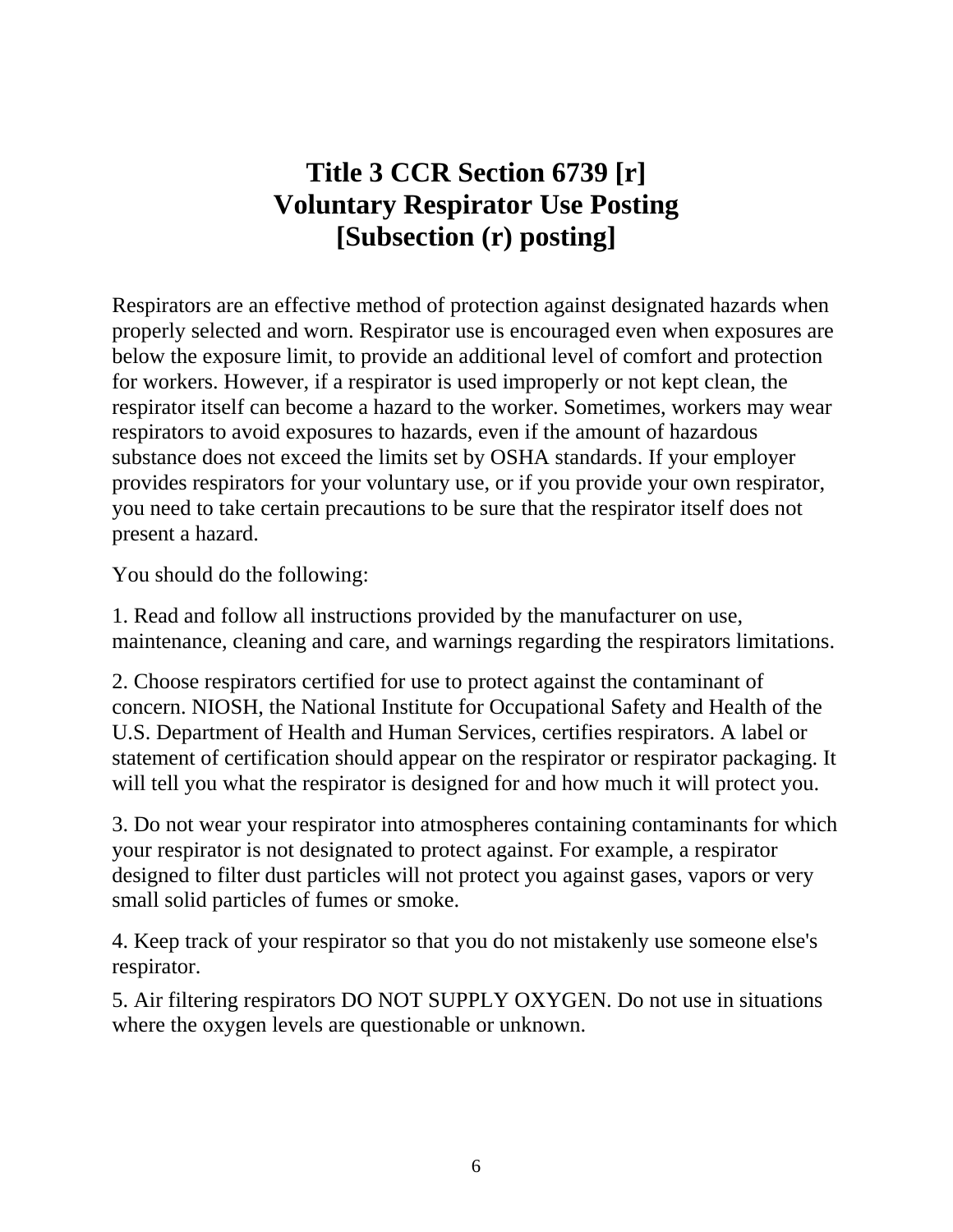# Title 3 CCR Section 6739 [r]
# Voluntary Respirator Use Posting
# [Subsection (r) posting]

Respirators are an effective method of protection against designated hazards when properly selected and worn. Respirator use is encouraged even when exposures are below the exposure limit, to provide an additional level of comfort and protection for workers. However, if a respirator is used improperly or not kept clean, the respirator itself can become a hazard to the worker. Sometimes, workers may wear respirators to avoid exposures to hazards, even if the amount of hazardous substance does not exceed the limits set by OSHA standards. If your employer provides respirators for your voluntary use, or if you provide your own respirator, you need to take certain precautions to be sure that the respirator itself does not present a hazard.

You should do the following:

1. Read and follow all instructions provided by the manufacturer on use, maintenance, cleaning and care, and warnings regarding the respirators limitations.

2. Choose respirators certified for use to protect against the contaminant of concern. NIOSH, the National Institute for Occupational Safety and Health of the U.S. Department of Health and Human Services, certifies respirators. A label or statement of certification should appear on the respirator or respirator packaging. It will tell you what the respirator is designed for and how much it will protect you.

3. Do not wear your respirator into atmospheres containing contaminants for which your respirator is not designated to protect against. For example, a respirator designed to filter dust particles will not protect you against gases, vapors or very small solid particles of fumes or smoke.

4. Keep track of your respirator so that you do not mistakenly use someone else's respirator.

5. Air filtering respirators DO NOT SUPPLY OXYGEN. Do not use in situations where the oxygen levels are questionable or unknown.